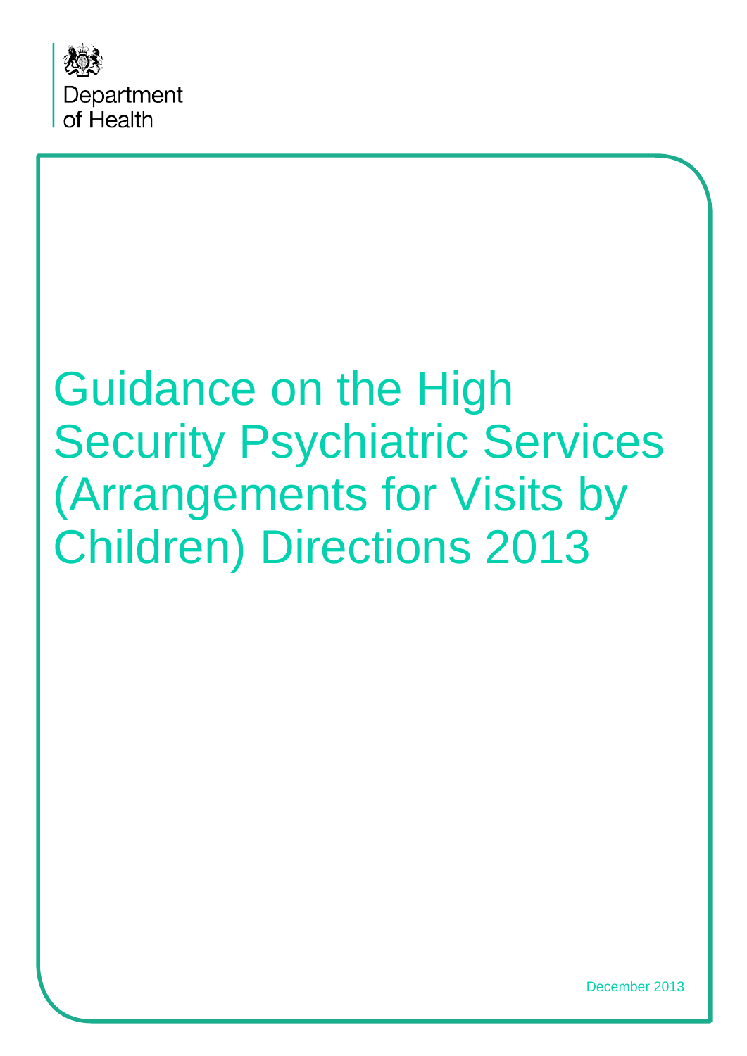Department of Health

# Guidance on the High Security Psychiatric Services (Arrangements for Visits by Children) Directions 2013

December 2013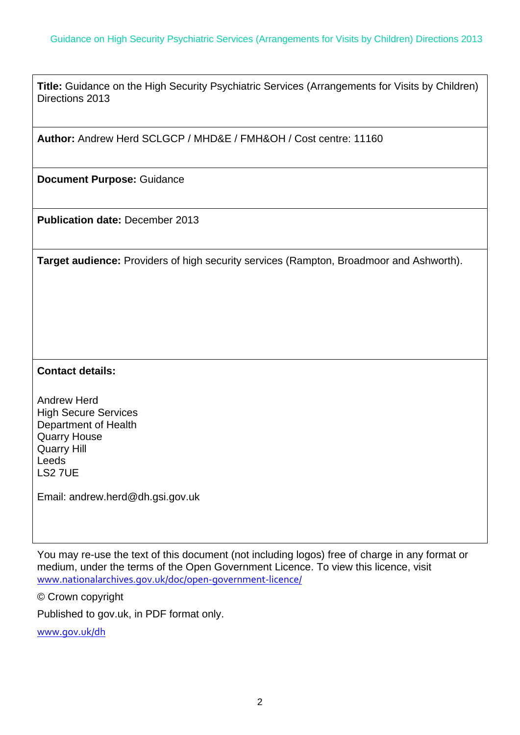**Title:** Guidance on the High Security Psychiatric Services (Arrangements for Visits by Children) Directions 2013

**Author:** Andrew Herd SCLGCP / MHD&E / FMH&OH / Cost centre: 11160

**Document Purpose:** Guidance

**Publication date:** December 2013

**Target audience:** Providers of high security services (Rampton, Broadmoor and Ashworth).

**Contact details:**

Andrew Herd
High Secure Services
Department of Health
Quarry House
Quarry Hill
Leeds
LS2 7UE

Email: andrew.herd@dh.gsi.gov.uk

You may re-use the text of this document (not including logos) free of charge in any format or medium, under the terms of the Open Government Licence. To view this licence, visit www.nationalarchives.gov.uk/doc/open-government-licence/

© Crown copyright

Published to gov.uk, in PDF format only.

www.gov.uk/dh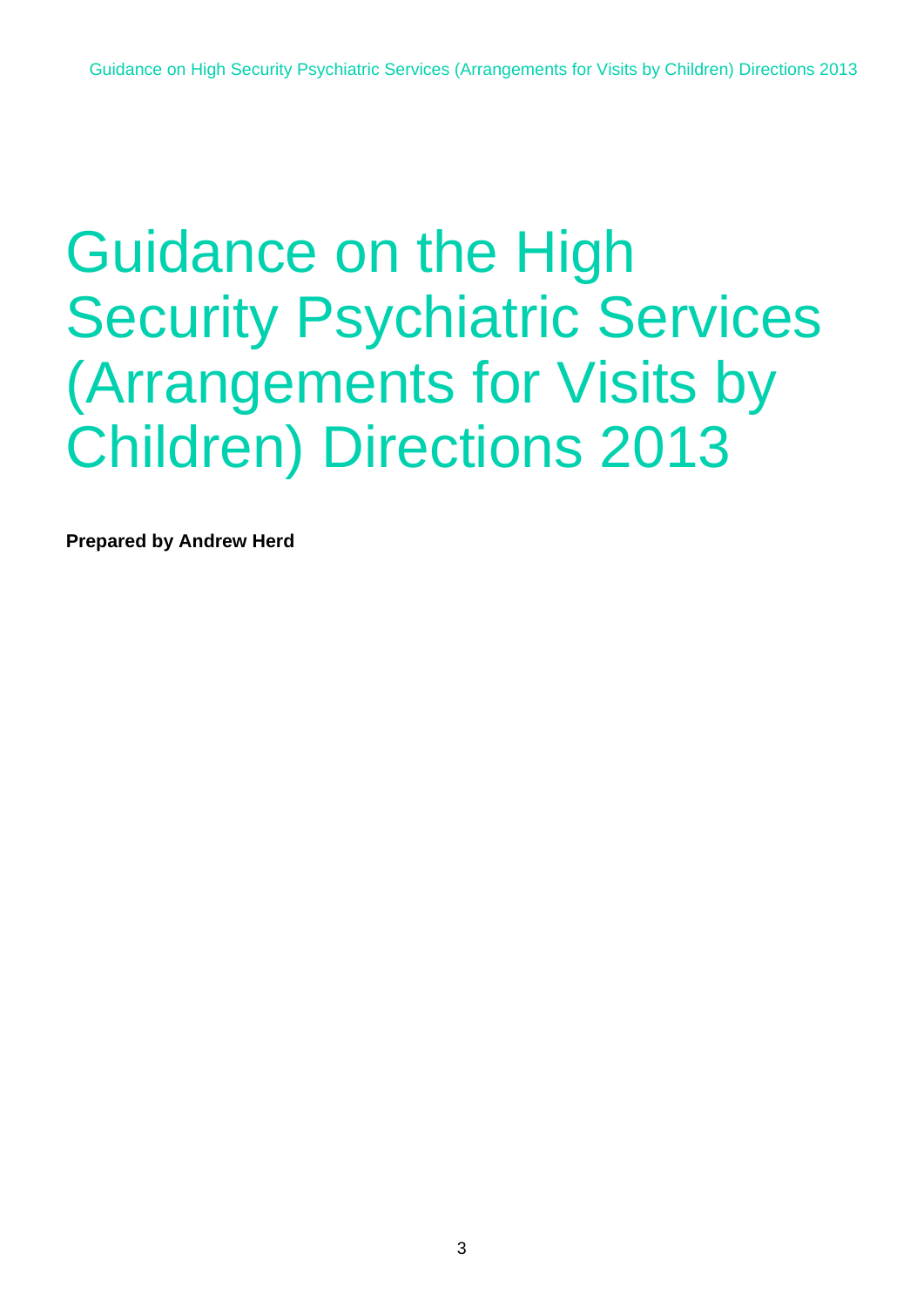# Guidance on the High Security Psychiatric Services (Arrangements for Visits by Children) Directions 2013

**Prepared by Andrew Herd**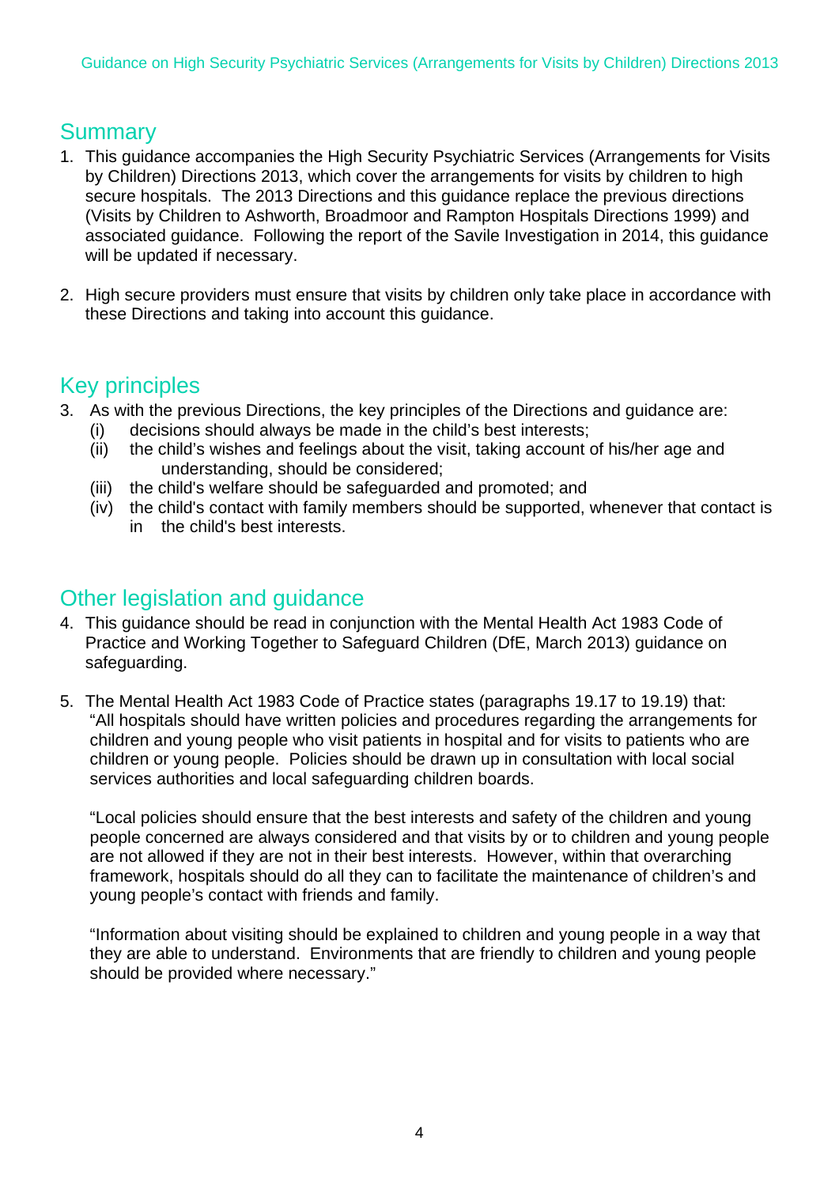## Summary

1. This guidance accompanies the High Security Psychiatric Services (Arrangements for Visits by Children) Directions 2013, which cover the arrangements for visits by children to high secure hospitals. The 2013 Directions and this guidance replace the previous directions (Visits by Children to Ashworth, Broadmoor and Rampton Hospitals Directions 1999) and associated guidance. Following the report of the Savile Investigation in 2014, this guidance will be updated if necessary.

2. High secure providers must ensure that visits by children only take place in accordance with these Directions and taking into account this guidance.

## Key principles

3. As with the previous Directions, the key principles of the Directions and guidance are:
   (i) decisions should always be made in the child's best interests;
   (ii) the child's wishes and feelings about the visit, taking account of his/her age and understanding, should be considered;
   (iii) the child's welfare should be safeguarded and promoted; and
   (iv) the child's contact with family members should be supported, whenever that contact is in the child's best interests.

## Other legislation and guidance

4. This guidance should be read in conjunction with the Mental Health Act 1983 Code of Practice and Working Together to Safeguard Children (DfE, March 2013) guidance on safeguarding.

5. The Mental Health Act 1983 Code of Practice states (paragraphs 19.17 to 19.19) that:
   "All hospitals should have written policies and procedures regarding the arrangements for children and young people who visit patients in hospital and for visits to patients who are children or young people. Policies should be drawn up in consultation with local social services authorities and local safeguarding children boards.

   "Local policies should ensure that the best interests and safety of the children and young people concerned are always considered and that visits by or to children and young people are not allowed if they are not in their best interests. However, within that overarching framework, hospitals should do all they can to facilitate the maintenance of children's and young people's contact with friends and family.

   "Information about visiting should be explained to children and young people in a way that they are able to understand. Environments that are friendly to children and young people should be provided where necessary."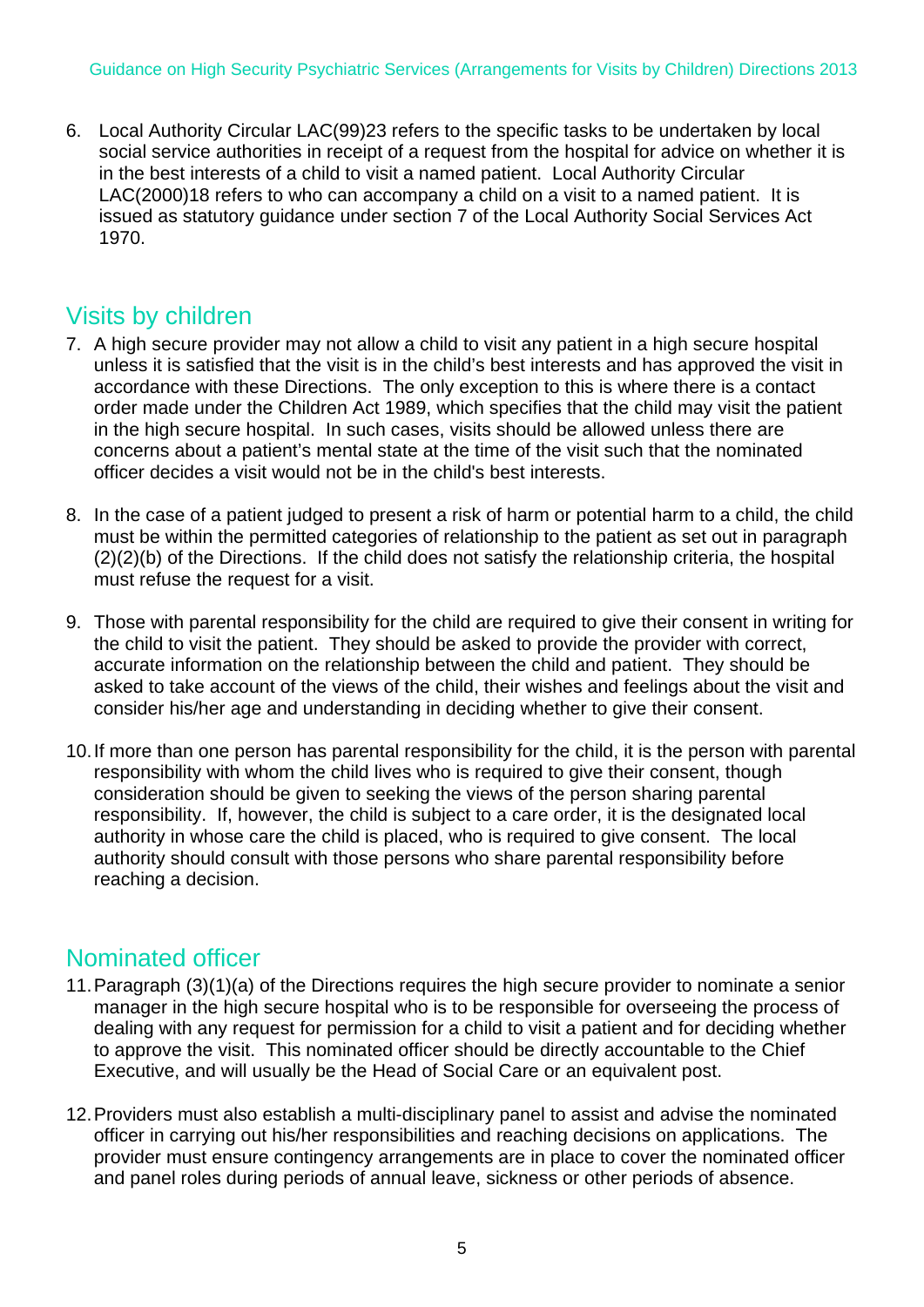6. Local Authority Circular LAC(99)23 refers to the specific tasks to be undertaken by local social service authorities in receipt of a request from the hospital for advice on whether it is in the best interests of a child to visit a named patient. Local Authority Circular LAC(2000)18 refers to who can accompany a child on a visit to a named patient. It is issued as statutory guidance under section 7 of the Local Authority Social Services Act 1970.

## Visits by children

7. A high secure provider may not allow a child to visit any patient in a high secure hospital unless it is satisfied that the visit is in the child's best interests and has approved the visit in accordance with these Directions. The only exception to this is where there is a contact order made under the Children Act 1989, which specifies that the child may visit the patient in the high secure hospital. In such cases, visits should be allowed unless there are concerns about a patient's mental state at the time of the visit such that the nominated officer decides a visit would not be in the child's best interests.

8. In the case of a patient judged to present a risk of harm or potential harm to a child, the child must be within the permitted categories of relationship to the patient as set out in paragraph (2)(2)(b) of the Directions. If the child does not satisfy the relationship criteria, the hospital must refuse the request for a visit.

9. Those with parental responsibility for the child are required to give their consent in writing for the child to visit the patient. They should be asked to provide the provider with correct, accurate information on the relationship between the child and patient. They should be asked to take account of the views of the child, their wishes and feelings about the visit and consider his/her age and understanding in deciding whether to give their consent.

10. If more than one person has parental responsibility for the child, it is the person with parental responsibility with whom the child lives who is required to give their consent, though consideration should be given to seeking the views of the person sharing parental responsibility. If, however, the child is subject to a care order, it is the designated local authority in whose care the child is placed, who is required to give consent. The local authority should consult with those persons who share parental responsibility before reaching a decision.

## Nominated officer

11. Paragraph (3)(1)(a) of the Directions requires the high secure provider to nominate a senior manager in the high secure hospital who is to be responsible for overseeing the process of dealing with any request for permission for a child to visit a patient and for deciding whether to approve the visit. This nominated officer should be directly accountable to the Chief Executive, and will usually be the Head of Social Care or an equivalent post.

12. Providers must also establish a multi-disciplinary panel to assist and advise the nominated officer in carrying out his/her responsibilities and reaching decisions on applications. The provider must ensure contingency arrangements are in place to cover the nominated officer and panel roles during periods of annual leave, sickness or other periods of absence.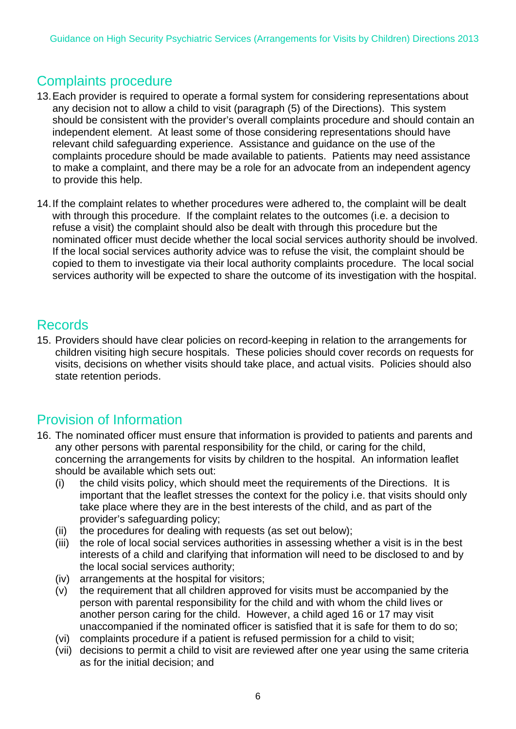## Complaints procedure

13. Each provider is required to operate a formal system for considering representations about any decision not to allow a child to visit (paragraph (5) of the Directions). This system should be consistent with the provider's overall complaints procedure and should contain an independent element. At least some of those considering representations should have relevant child safeguarding experience. Assistance and guidance on the use of the complaints procedure should be made available to patients. Patients may need assistance to make a complaint, and there may be a role for an advocate from an independent agency to provide this help.

14. If the complaint relates to whether procedures were adhered to, the complaint will be dealt with through this procedure. If the complaint relates to the outcomes (i.e. a decision to refuse a visit) the complaint should also be dealt with through this procedure but the nominated officer must decide whether the local social services authority should be involved. If the local social services authority advice was to refuse the visit, the complaint should be copied to them to investigate via their local authority complaints procedure. The local social services authority will be expected to share the outcome of its investigation with the hospital.

## Records

15. Providers should have clear policies on record-keeping in relation to the arrangements for children visiting high secure hospitals. These policies should cover records on requests for visits, decisions on whether visits should take place, and actual visits. Policies should also state retention periods.

## Provision of Information

16. The nominated officer must ensure that information is provided to patients and parents and any other persons with parental responsibility for the child, or caring for the child, concerning the arrangements for visits by children to the hospital. An information leaflet should be available which sets out:
    - (i) the child visits policy, which should meet the requirements of the Directions. It is important that the leaflet stresses the context for the policy i.e. that visits should only take place where they are in the best interests of the child, and as part of the provider's safeguarding policy;
    - (ii) the procedures for dealing with requests (as set out below);
    - (iii) the role of local social services authorities in assessing whether a visit is in the best interests of a child and clarifying that information will need to be disclosed to and by the local social services authority;
    - (iv) arrangements at the hospital for visitors;
    - (v) the requirement that all children approved for visits must be accompanied by the person with parental responsibility for the child and with whom the child lives or another person caring for the child. However, a child aged 16 or 17 may visit unaccompanied if the nominated officer is satisfied that it is safe for them to do so;
    - (vi) complaints procedure if a patient is refused permission for a child to visit;
    - (vii) decisions to permit a child to visit are reviewed after one year using the same criteria as for the initial decision; and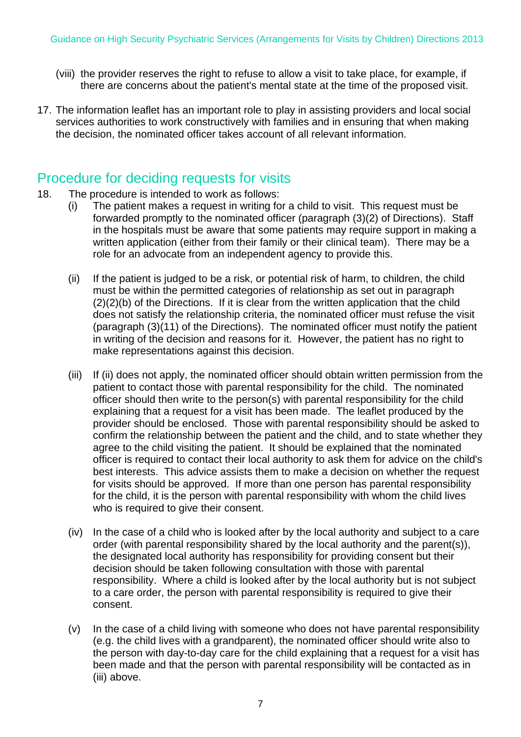(viii) the provider reserves the right to refuse to allow a visit to take place, for example, if there are concerns about the patient's mental state at the time of the proposed visit.

17. The information leaflet has an important role to play in assisting providers and local social services authorities to work constructively with families and in ensuring that when making the decision, the nominated officer takes account of all relevant information.

## Procedure for deciding requests for visits

18. The procedure is intended to work as follows:

(i) The patient makes a request in writing for a child to visit. This request must be forwarded promptly to the nominated officer (paragraph (3)(2) of Directions). Staff in the hospitals must be aware that some patients may require support in making a written application (either from their family or their clinical team). There may be a role for an advocate from an independent agency to provide this.

(ii) If the patient is judged to be a risk, or potential risk of harm, to children, the child must be within the permitted categories of relationship as set out in paragraph (2)(2)(b) of the Directions. If it is clear from the written application that the child does not satisfy the relationship criteria, the nominated officer must refuse the visit (paragraph (3)(11) of the Directions). The nominated officer must notify the patient in writing of the decision and reasons for it. However, the patient has no right to make representations against this decision.

(iii) If (ii) does not apply, the nominated officer should obtain written permission from the patient to contact those with parental responsibility for the child. The nominated officer should then write to the person(s) with parental responsibility for the child explaining that a request for a visit has been made. The leaflet produced by the provider should be enclosed. Those with parental responsibility should be asked to confirm the relationship between the patient and the child, and to state whether they agree to the child visiting the patient. It should be explained that the nominated officer is required to contact their local authority to ask them for advice on the child's best interests. This advice assists them to make a decision on whether the request for visits should be approved. If more than one person has parental responsibility for the child, it is the person with parental responsibility with whom the child lives who is required to give their consent.

(iv) In the case of a child who is looked after by the local authority and subject to a care order (with parental responsibility shared by the local authority and the parent(s)), the designated local authority has responsibility for providing consent but their decision should be taken following consultation with those with parental responsibility. Where a child is looked after by the local authority but is not subject to a care order, the person with parental responsibility is required to give their consent.

(v) In the case of a child living with someone who does not have parental responsibility (e.g. the child lives with a grandparent), the nominated officer should write also to the person with day-to-day care for the child explaining that a request for a visit has been made and that the person with parental responsibility will be contacted as in (iii) above.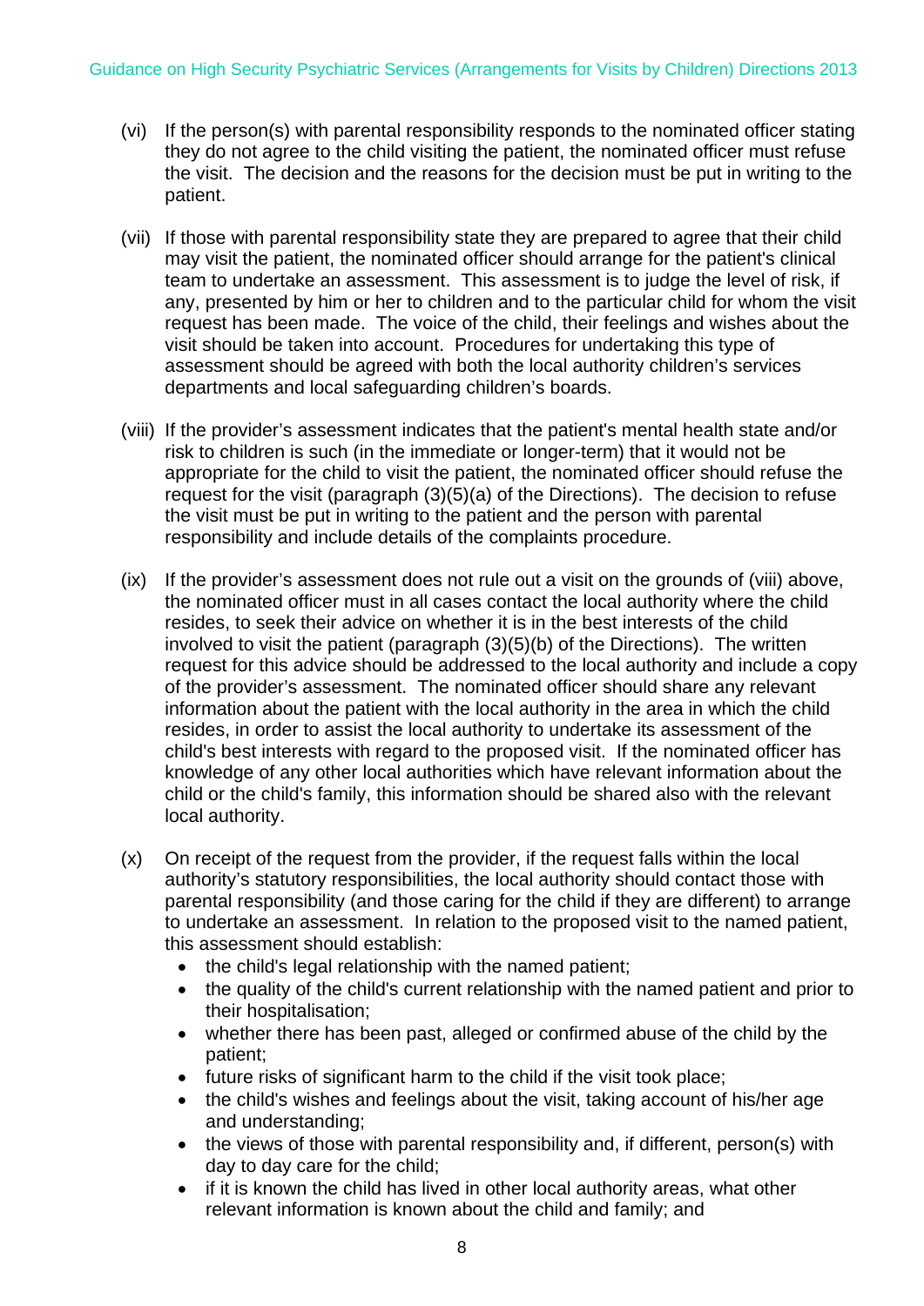(vi) If the person(s) with parental responsibility responds to the nominated officer stating they do not agree to the child visiting the patient, the nominated officer must refuse the visit. The decision and the reasons for the decision must be put in writing to the patient.

(vii) If those with parental responsibility state they are prepared to agree that their child may visit the patient, the nominated officer should arrange for the patient's clinical team to undertake an assessment. This assessment is to judge the level of risk, if any, presented by him or her to children and to the particular child for whom the visit request has been made. The voice of the child, their feelings and wishes about the visit should be taken into account. Procedures for undertaking this type of assessment should be agreed with both the local authority children's services departments and local safeguarding children's boards.

(viii) If the provider's assessment indicates that the patient's mental health state and/or risk to children is such (in the immediate or longer-term) that it would not be appropriate for the child to visit the patient, the nominated officer should refuse the request for the visit (paragraph (3)(5)(a) of the Directions). The decision to refuse the visit must be put in writing to the patient and the person with parental responsibility and include details of the complaints procedure.

(ix) If the provider's assessment does not rule out a visit on the grounds of (viii) above, the nominated officer must in all cases contact the local authority where the child resides, to seek their advice on whether it is in the best interests of the child involved to visit the patient (paragraph (3)(5)(b) of the Directions). The written request for this advice should be addressed to the local authority and include a copy of the provider's assessment. The nominated officer should share any relevant information about the patient with the local authority in the area in which the child resides, in order to assist the local authority to undertake its assessment of the child's best interests with regard to the proposed visit. If the nominated officer has knowledge of any other local authorities which have relevant information about the child or the child's family, this information should be shared also with the relevant local authority.

(x) On receipt of the request from the provider, if the request falls within the local authority's statutory responsibilities, the local authority should contact those with parental responsibility (and those caring for the child if they are different) to arrange to undertake an assessment. In relation to the proposed visit to the named patient, this assessment should establish:
  - the child's legal relationship with the named patient;
  - the quality of the child's current relationship with the named patient and prior to their hospitalisation;
  - whether there has been past, alleged or confirmed abuse of the child by the patient;
  - future risks of significant harm to the child if the visit took place;
  - the child's wishes and feelings about the visit, taking account of his/her age and understanding;
  - the views of those with parental responsibility and, if different, person(s) with day to day care for the child;
  - if it is known the child has lived in other local authority areas, what other relevant information is known about the child and family; and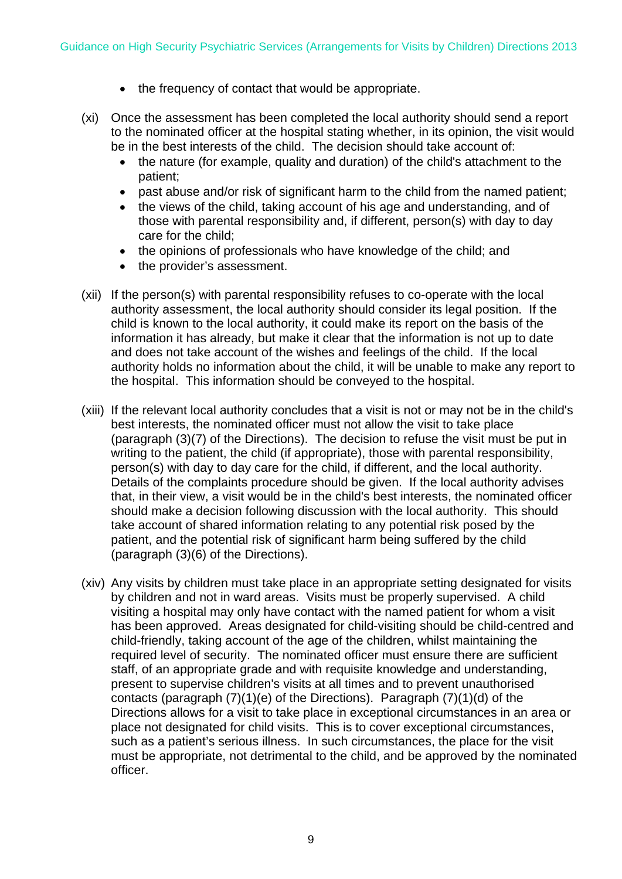- the frequency of contact that would be appropriate.

(xi) Once the assessment has been completed the local authority should send a report to the nominated officer at the hospital stating whether, in its opinion, the visit would be in the best interests of the child. The decision should take account of:
- the nature (for example, quality and duration) of the child's attachment to the patient;
- past abuse and/or risk of significant harm to the child from the named patient;
- the views of the child, taking account of his age and understanding, and of those with parental responsibility and, if different, person(s) with day to day care for the child;
- the opinions of professionals who have knowledge of the child; and
- the provider's assessment.

(xii) If the person(s) with parental responsibility refuses to co-operate with the local authority assessment, the local authority should consider its legal position. If the child is known to the local authority, it could make its report on the basis of the information it has already, but make it clear that the information is not up to date and does not take account of the wishes and feelings of the child. If the local authority holds no information about the child, it will be unable to make any report to the hospital. This information should be conveyed to the hospital.

(xiii) If the relevant local authority concludes that a visit is not or may not be in the child's best interests, the nominated officer must not allow the visit to take place (paragraph (3)(7) of the Directions). The decision to refuse the visit must be put in writing to the patient, the child (if appropriate), those with parental responsibility, person(s) with day to day care for the child, if different, and the local authority. Details of the complaints procedure should be given. If the local authority advises that, in their view, a visit would be in the child's best interests, the nominated officer should make a decision following discussion with the local authority. This should take account of shared information relating to any potential risk posed by the patient, and the potential risk of significant harm being suffered by the child (paragraph (3)(6) of the Directions).

(xiv) Any visits by children must take place in an appropriate setting designated for visits by children and not in ward areas. Visits must be properly supervised. A child visiting a hospital may only have contact with the named patient for whom a visit has been approved. Areas designated for child-visiting should be child-centred and child-friendly, taking account of the age of the children, whilst maintaining the required level of security. The nominated officer must ensure there are sufficient staff, of an appropriate grade and with requisite knowledge and understanding, present to supervise children's visits at all times and to prevent unauthorised contacts (paragraph (7)(1)(e) of the Directions). Paragraph (7)(1)(d) of the Directions allows for a visit to take place in exceptional circumstances in an area or place not designated for child visits. This is to cover exceptional circumstances, such as a patient's serious illness. In such circumstances, the place for the visit must be appropriate, not detrimental to the child, and be approved by the nominated officer.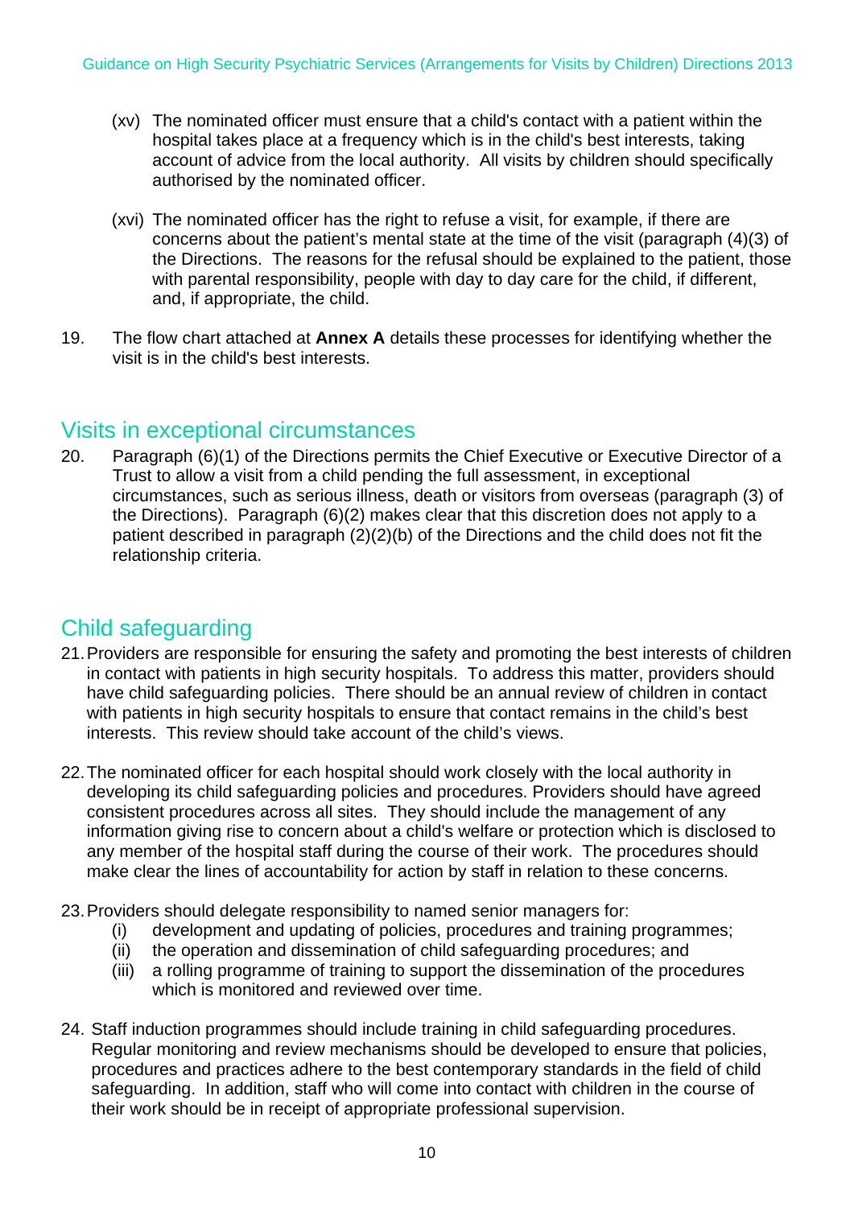(xv) The nominated officer must ensure that a child's contact with a patient within the hospital takes place at a frequency which is in the child's best interests, taking account of advice from the local authority. All visits by children should specifically authorised by the nominated officer.

(xvi) The nominated officer has the right to refuse a visit, for example, if there are concerns about the patient's mental state at the time of the visit (paragraph (4)(3) of the Directions. The reasons for the refusal should be explained to the patient, those with parental responsibility, people with day to day care for the child, if different, and, if appropriate, the child.

19. The flow chart attached at **Annex A** details these processes for identifying whether the visit is in the child's best interests.

## Visits in exceptional circumstances

20. Paragraph (6)(1) of the Directions permits the Chief Executive or Executive Director of a Trust to allow a visit from a child pending the full assessment, in exceptional circumstances, such as serious illness, death or visitors from overseas (paragraph (3) of the Directions). Paragraph (6)(2) makes clear that this discretion does not apply to a patient described in paragraph (2)(2)(b) of the Directions and the child does not fit the relationship criteria.

## Child safeguarding

21. Providers are responsible for ensuring the safety and promoting the best interests of children in contact with patients in high security hospitals. To address this matter, providers should have child safeguarding policies. There should be an annual review of children in contact with patients in high security hospitals to ensure that contact remains in the child's best interests. This review should take account of the child's views.

22. The nominated officer for each hospital should work closely with the local authority in developing its child safeguarding policies and procedures. Providers should have agreed consistent procedures across all sites. They should include the management of any information giving rise to concern about a child's welfare or protection which is disclosed to any member of the hospital staff during the course of their work. The procedures should make clear the lines of accountability for action by staff in relation to these concerns.

23. Providers should delegate responsibility to named senior managers for:
    (i) development and updating of policies, procedures and training programmes;
    (ii) the operation and dissemination of child safeguarding procedures; and
    (iii) a rolling programme of training to support the dissemination of the procedures which is monitored and reviewed over time.

24. Staff induction programmes should include training in child safeguarding procedures. Regular monitoring and review mechanisms should be developed to ensure that policies, procedures and practices adhere to the best contemporary standards in the field of child safeguarding. In addition, staff who will come into contact with children in the course of their work should be in receipt of appropriate professional supervision.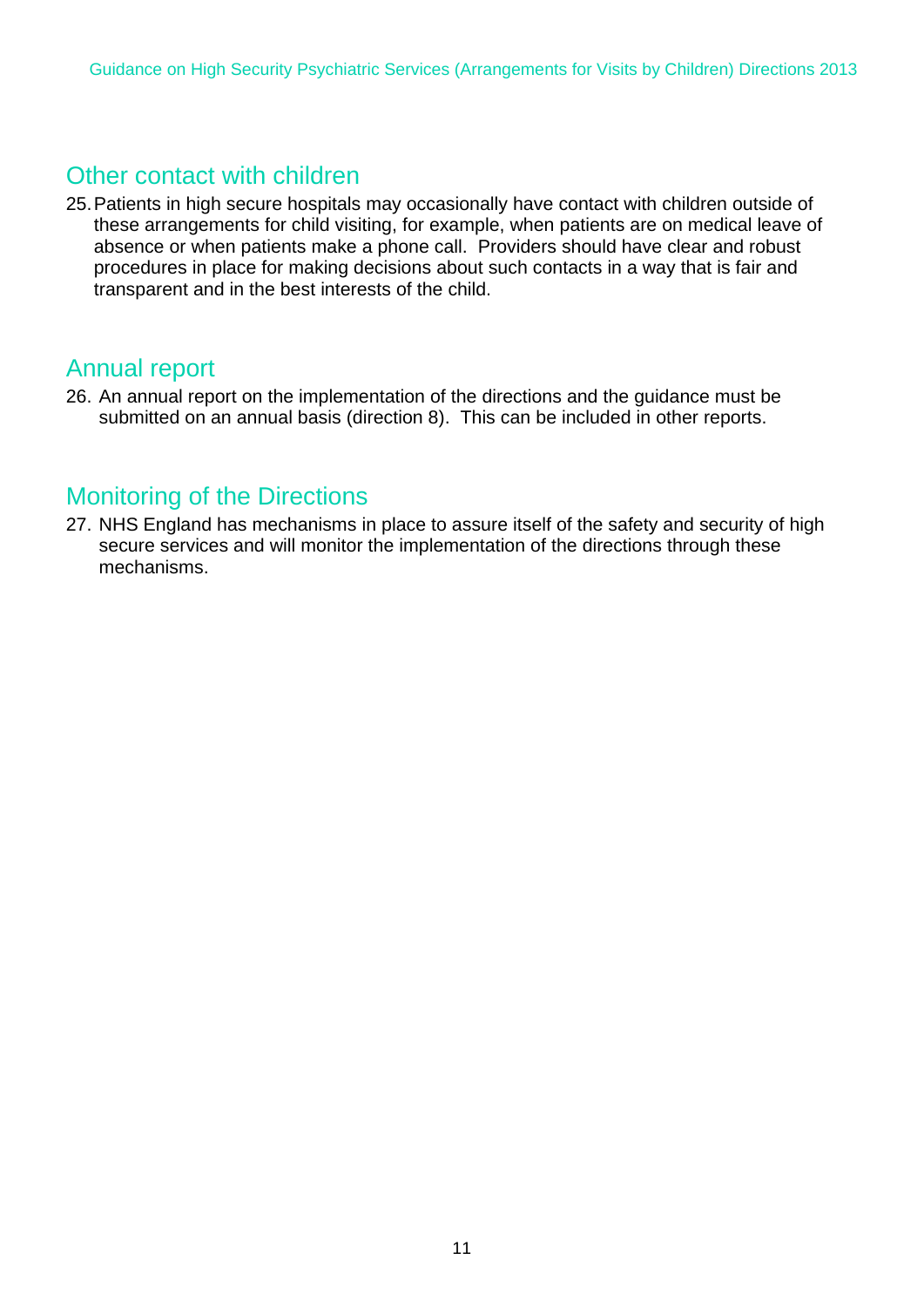## Other contact with children

25. Patients in high secure hospitals may occasionally have contact with children outside of these arrangements for child visiting, for example, when patients are on medical leave of absence or when patients make a phone call. Providers should have clear and robust procedures in place for making decisions about such contacts in a way that is fair and transparent and in the best interests of the child.

## Annual report

26. An annual report on the implementation of the directions and the guidance must be submitted on an annual basis (direction 8). This can be included in other reports.

## Monitoring of the Directions

27. NHS England has mechanisms in place to assure itself of the safety and security of high secure services and will monitor the implementation of the directions through these mechanisms.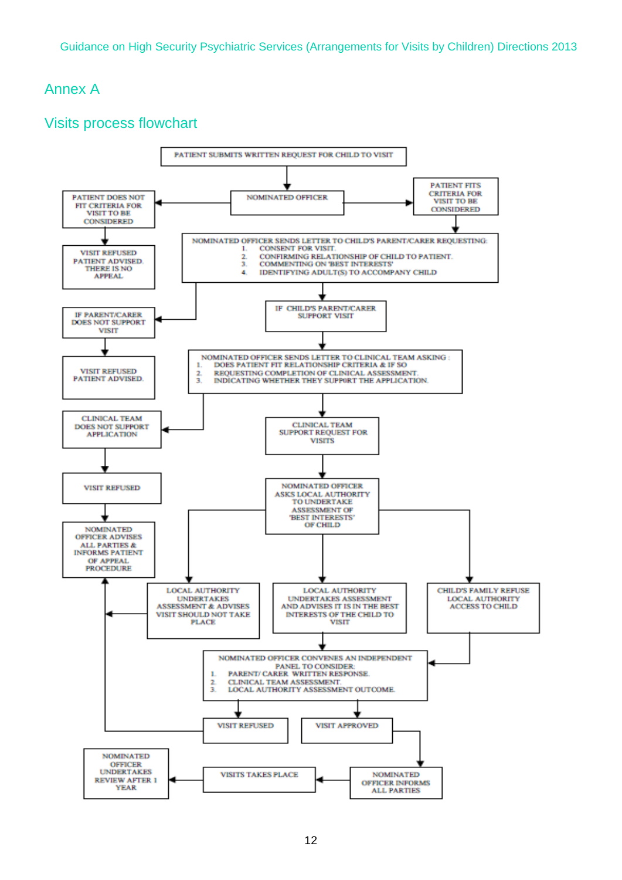## Annex A

## Visits process flowchart

PATIENT SUBMITS WRITTEN REQUEST FOR CHILD TO VISIT

NOMINATED OFFICER

PATIENT DOES NOT FIT CRITERIA FOR VISIT TO BE CONSIDERED

PATIENT FITS CRITERIA FOR VISIT TO BE CONSIDERED

VISIT REFUSED PATIENT ADVISED. THERE IS NO APPEAL

NOMINATED OFFICER SENDS LETTER TO CHILD'S PARENT/CARER REQUESTING:
1. CONSENT FOR VISIT.
2. CONFIRMING RELATIONSHIP OF CHILD TO PATIENT.
3. COMMENTING ON 'BEST INTERESTS'
4. IDENTIFYING ADULT(S) TO ACCOMPANY CHILD

IF PARENT/CARER DOES NOT SUPPORT VISIT

IF CHILD'S PARENT/CARER SUPPORT VISIT

VISIT REFUSED PATIENT ADVISED.

NOMINATED OFFICER SENDS LETTER TO CLINICAL TEAM ASKING :
1. DOES PATIENT FIT RELATIONSHIP CRITERIA & IF SO
2. REQUESTING COMPLETION OF CLINICAL ASSESSMENT.
3. INDICATING WHETHER THEY SUPPORT THE APPLICATION.

CLINICAL TEAM DOES NOT SUPPORT APPLICATION

CLINICAL TEAM SUPPORT REQUEST FOR VISITS

VISIT REFUSED

NOMINATED OFFICER ASKS LOCAL AUTHORITY TO UNDERTAKE ASSESSMENT OF 'BEST INTERESTS' OF CHILD

NOMINATED OFFICER ADVISES ALL PARTIES & INFORMS PATIENT OF APPEAL PROCEDURE

LOCAL AUTHORITY UNDERTAKES ASSESSMENT & ADVISES VISIT SHOULD NOT TAKE PLACE

LOCAL AUTHORITY UNDERTAKES ASSESSMENT AND ADVISES IT IS IN THE BEST INTERESTS OF THE CHILD TO VISIT

CHILD'S FAMILY REFUSE LOCAL AUTHORITY ACCESS TO CHILD

NOMINATED OFFICER CONVENES AN INDEPENDENT PANEL TO CONSIDER:
1. PARENT/ CARER WRITTEN RESPONSE.
2. CLINICAL TEAM ASSESSMENT.
3. LOCAL AUTHORITY ASSESSMENT OUTCOME.

VISIT REFUSED

VISIT APPROVED

NOMINATED OFFICER UNDERTAKES REVIEW AFTER 1 YEAR

VISITS TAKES PLACE

NOMINATED OFFICER INFORMS ALL PARTIES